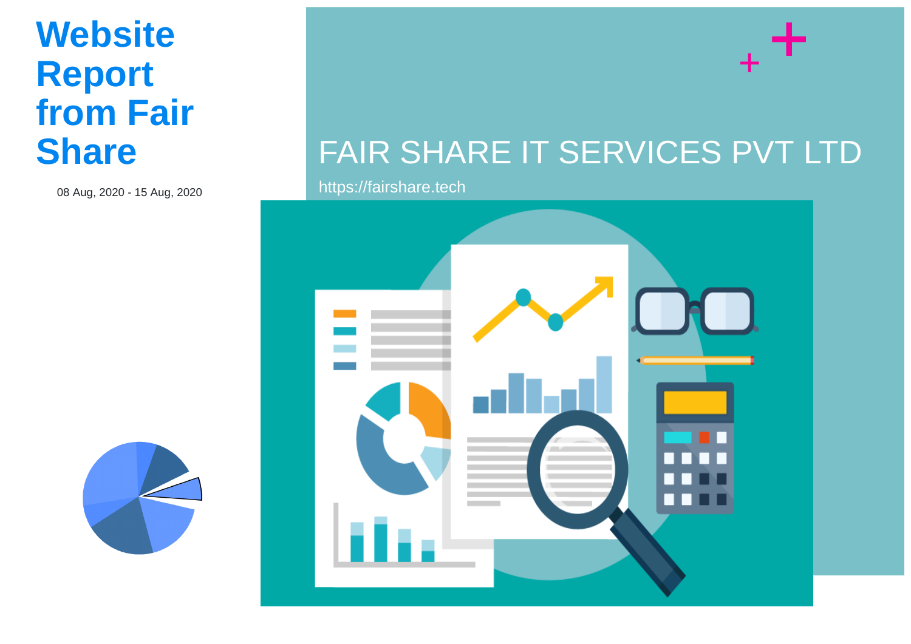# Website Report from Fair Share

08 Aug, 2020 - 15 Aug, 2020

FAIR SHARE IT SERVICES PVT LTD

https://fairshare.tech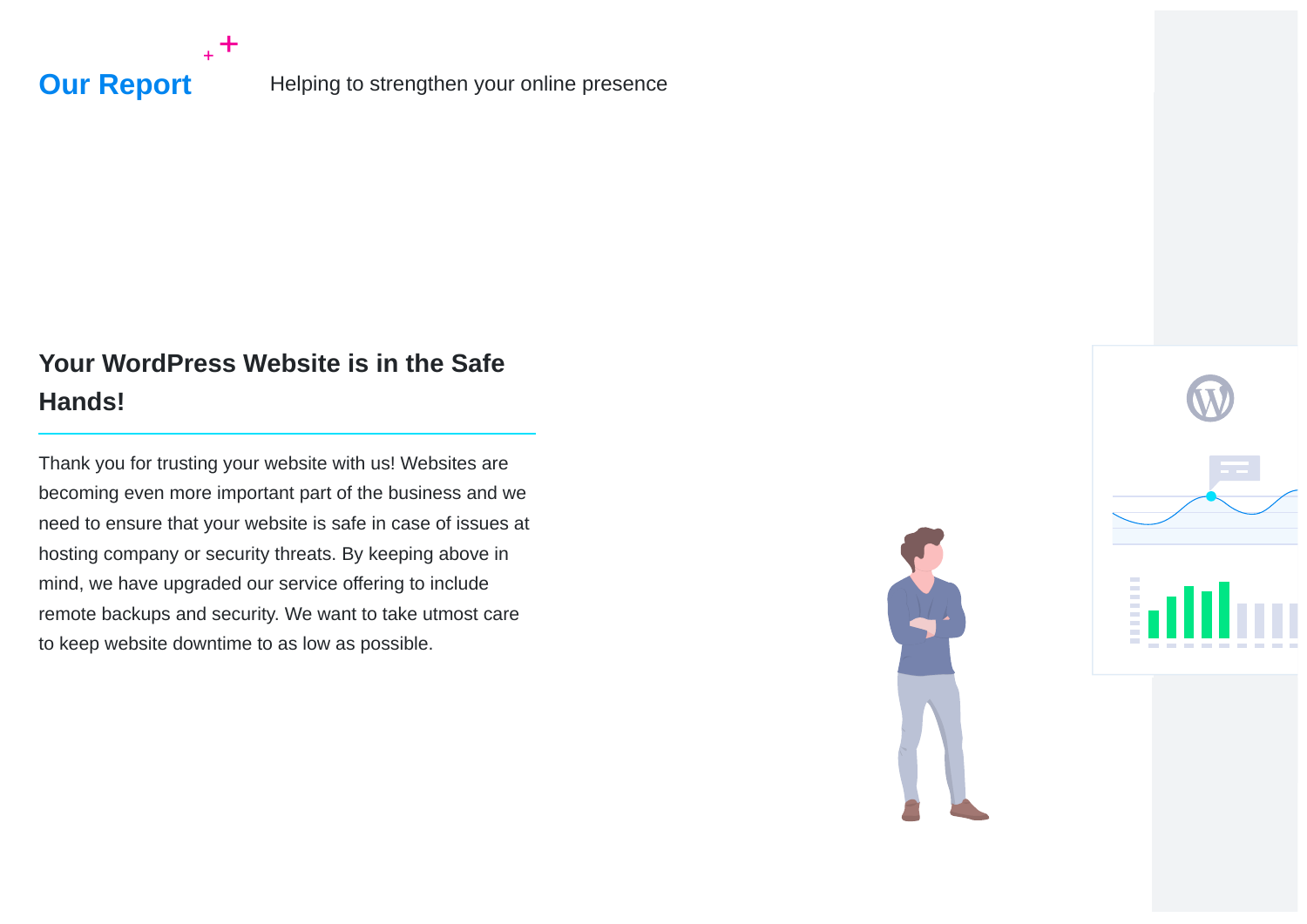# Our Report

Helping to strengthen your online presence

## Your WordPress Website is in the Safe Hands!

Thank you for trusting your website with us! Websites are becoming even more important part of the business and we need to ensure that your website is safe in case of issues at hosting company or security threats. By keeping above in mind, we have upgraded our service offering to include remote backups and security. We want to take utmost care to keep website downtime to as low as possible.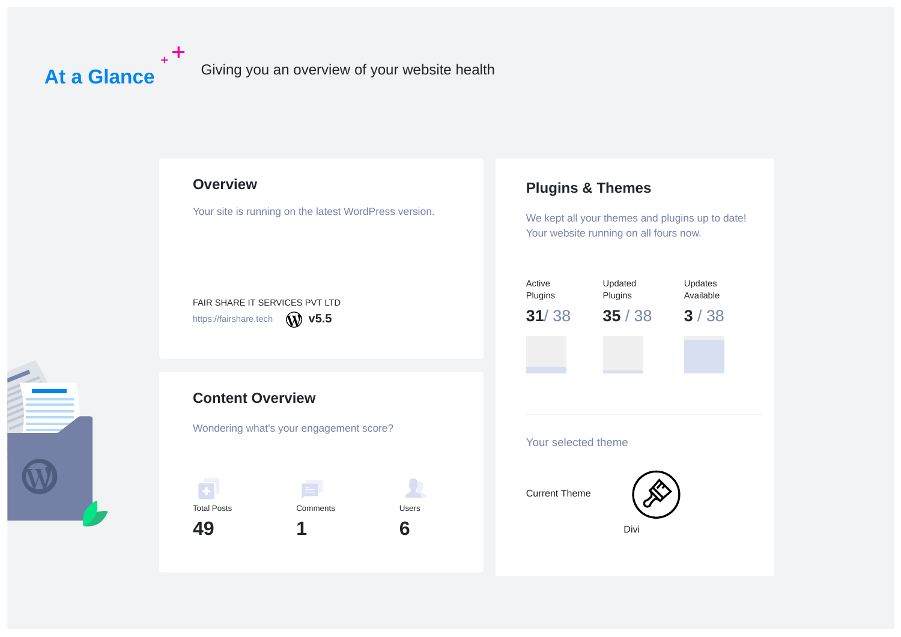# At a Glance

Giving you an overview of your website health

## Overview

Your site is running on the latest WordPress version.

FAIR SHARE IT SERVICES PVT LTD

https://fairshare.tech **v5.5**

## Plugins & Themes

We kept all your themes and plugins up to date!
Your website running on all fours now.

| Active Plugins | Updated Plugins | Updates Available |
|---|---|---|
| **31**/ 38 | **35** / 38 | **3** / 38 |

Your selected theme

Current Theme

Divi

## Content Overview

Wondering what's your engagement score?

| Total Posts | Comments | Users |
|---|---|---|
| **49** | **1** | **6** |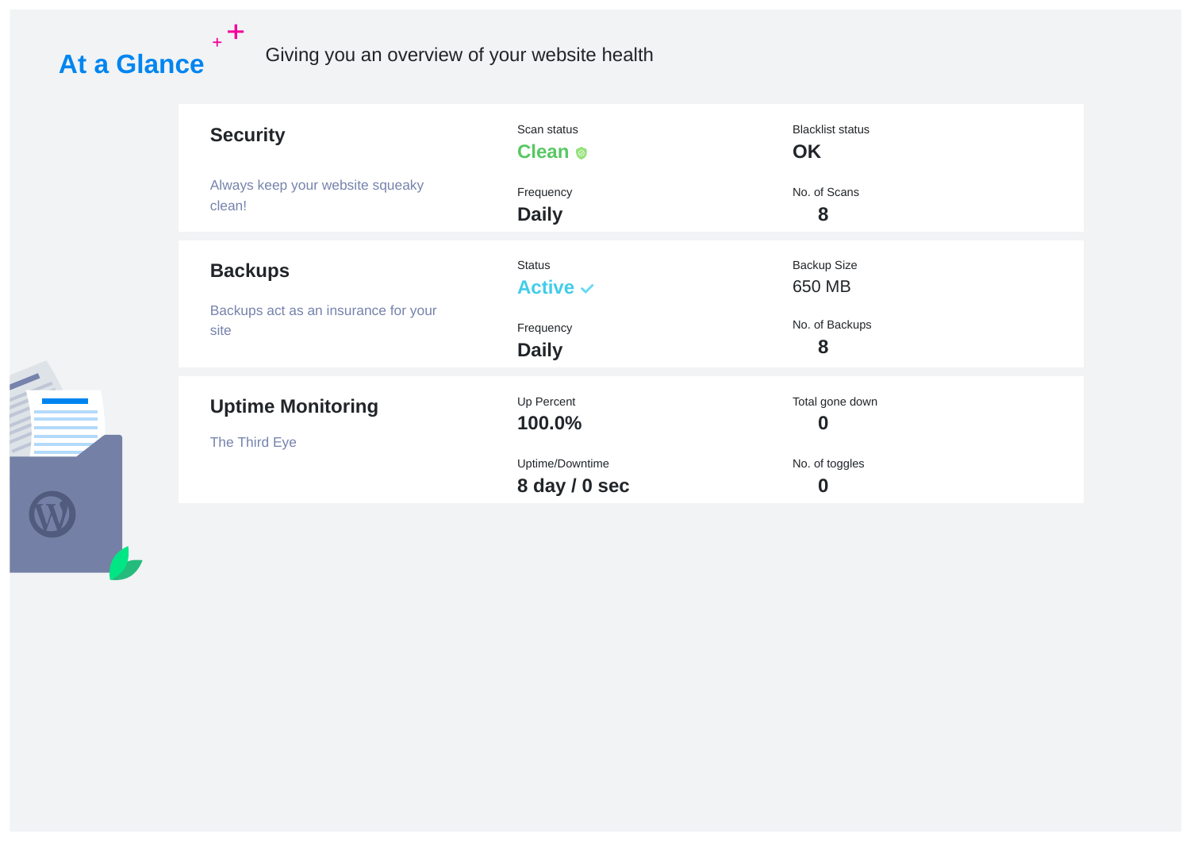# At a Glance

Giving you an overview of your website health

## Security

Always keep your website squeaky clean!

| Scan status | Blacklist status |
| --- | --- |
| **Clean** | **OK** |

| Frequency | No. of Scans |
| --- | --- |
| **Daily** | **8** |

## Backups

Backups act as an insurance for your site

| Status | Backup Size |
| --- | --- |
| **Active** | 650 MB |

| Frequency | No. of Backups |
| --- | --- |
| **Daily** | **8** |

## Uptime Monitoring

The Third Eye

| Up Percent | Total gone down |
| --- | --- |
| **100.0%** | **0** |

| Uptime/Downtime | No. of toggles |
| --- | --- |
| **8 day / 0 sec** | **0** |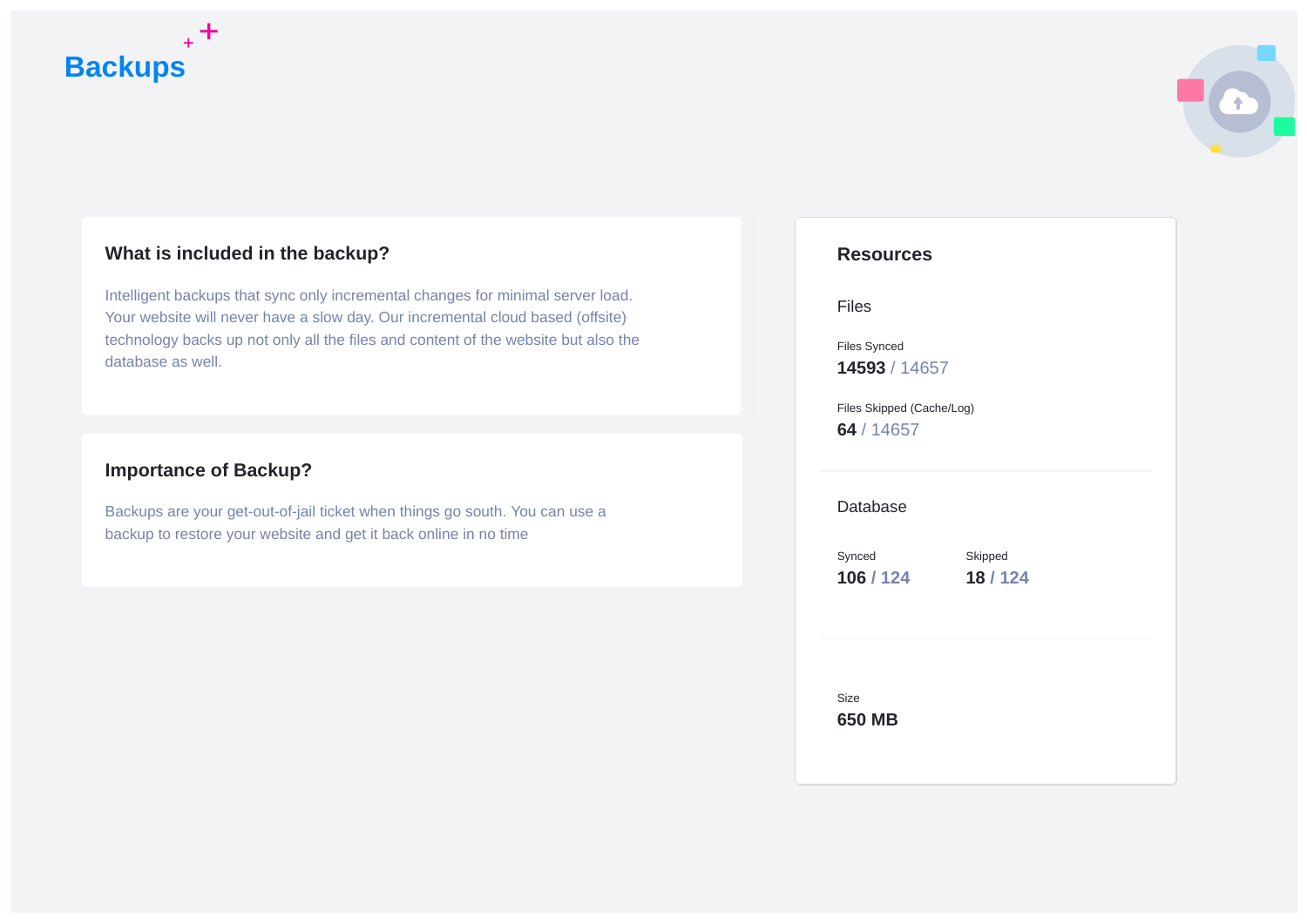# Backups

## What is included in the backup?

Intelligent backups that sync only incremental changes for minimal server load. Your website will never have a slow day. Our incremental cloud based (offsite) technology backs up not only all the files and content of the website but also the database as well.

## Importance of Backup?

Backups are your get-out-of-jail ticket when things go south. You can use a backup to restore your website and get it back online in no time

## Resources

### Files

Files Synced
**14593** / 14657

Files Skipped (Cache/Log)
**64** / 14657

### Database

Synced
**106** / 124

Skipped
**18** / 124

Size
**650 MB**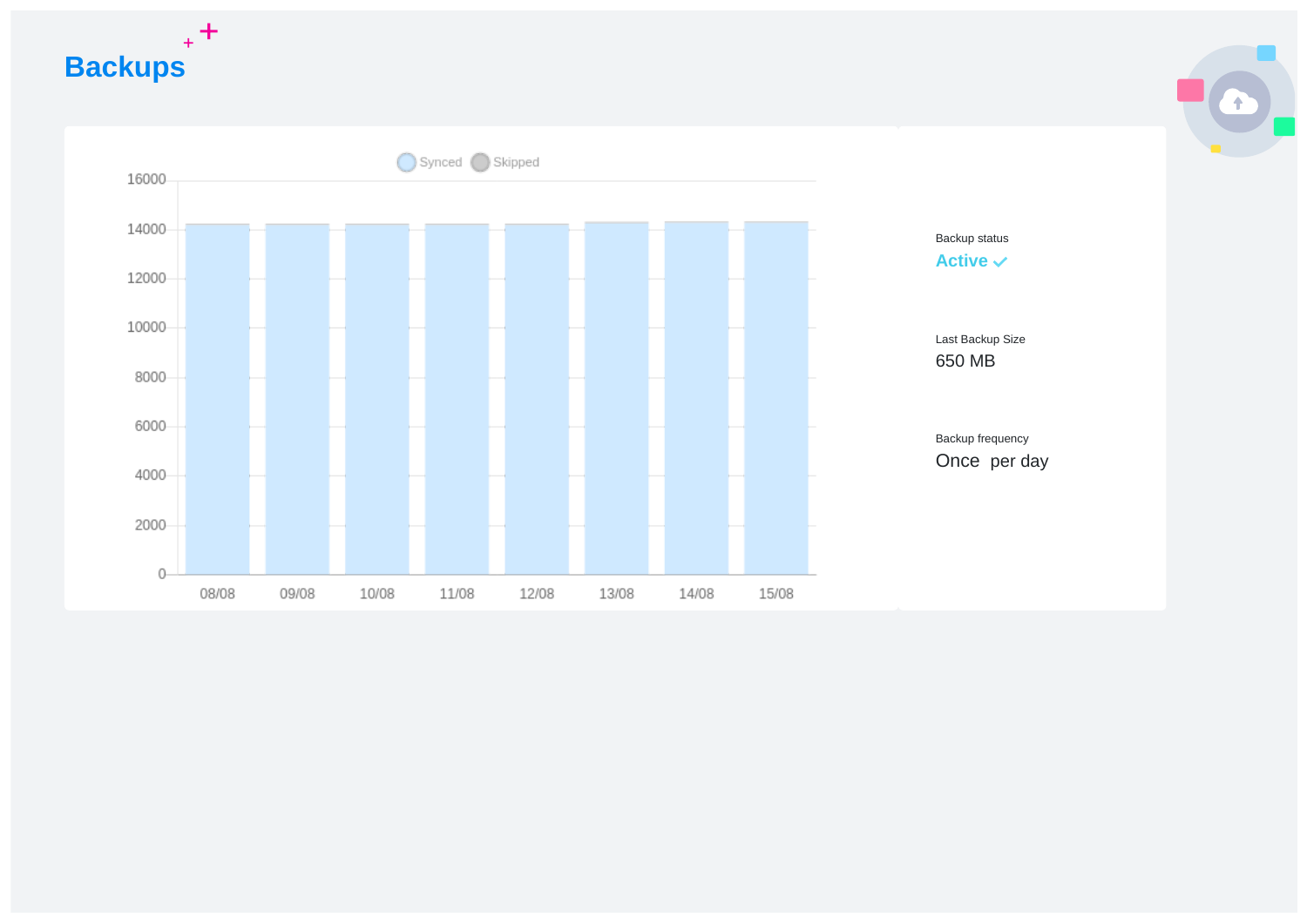# Backups

Backup status

Active ✓

Last Backup Size

650 MB

Backup frequency

Once per day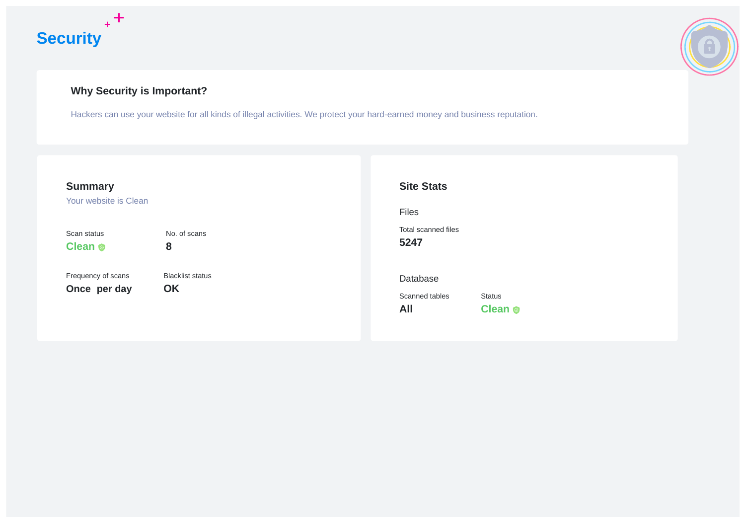# Security

## Why Security is Important?

Hackers can use your website for all kinds of illegal activities. We protect your hard-earned money and business reputation.

## Summary

Your website is Clean

Scan status
**Clean**

No. of scans
**8**

Frequency of scans
**Once per day**

Blacklist status
**OK**

## Site Stats

### Files

Total scanned files
**5247**

### Database

Scanned tables
**All**

Status
**Clean**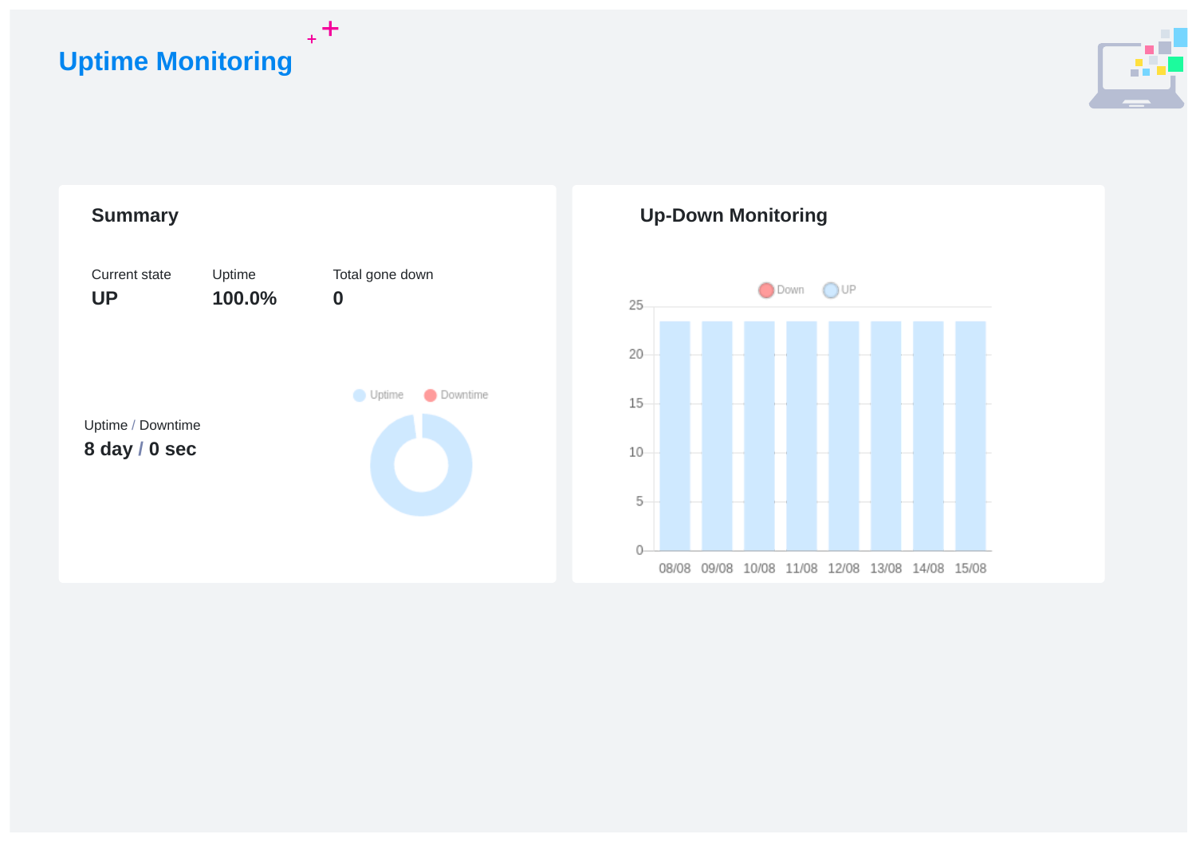# Uptime Monitoring

## Summary

| Current state | Uptime | Total gone down |
| --- | --- | --- |
| **UP** | **100.0%** | **0** |

Uptime / Downtime

**8 day / 0 sec**

Uptime   Downtime

## Up-Down Monitoring

Down   UP

08/08 09/08 10/08 11/08 12/08 13/08 14/08 15/08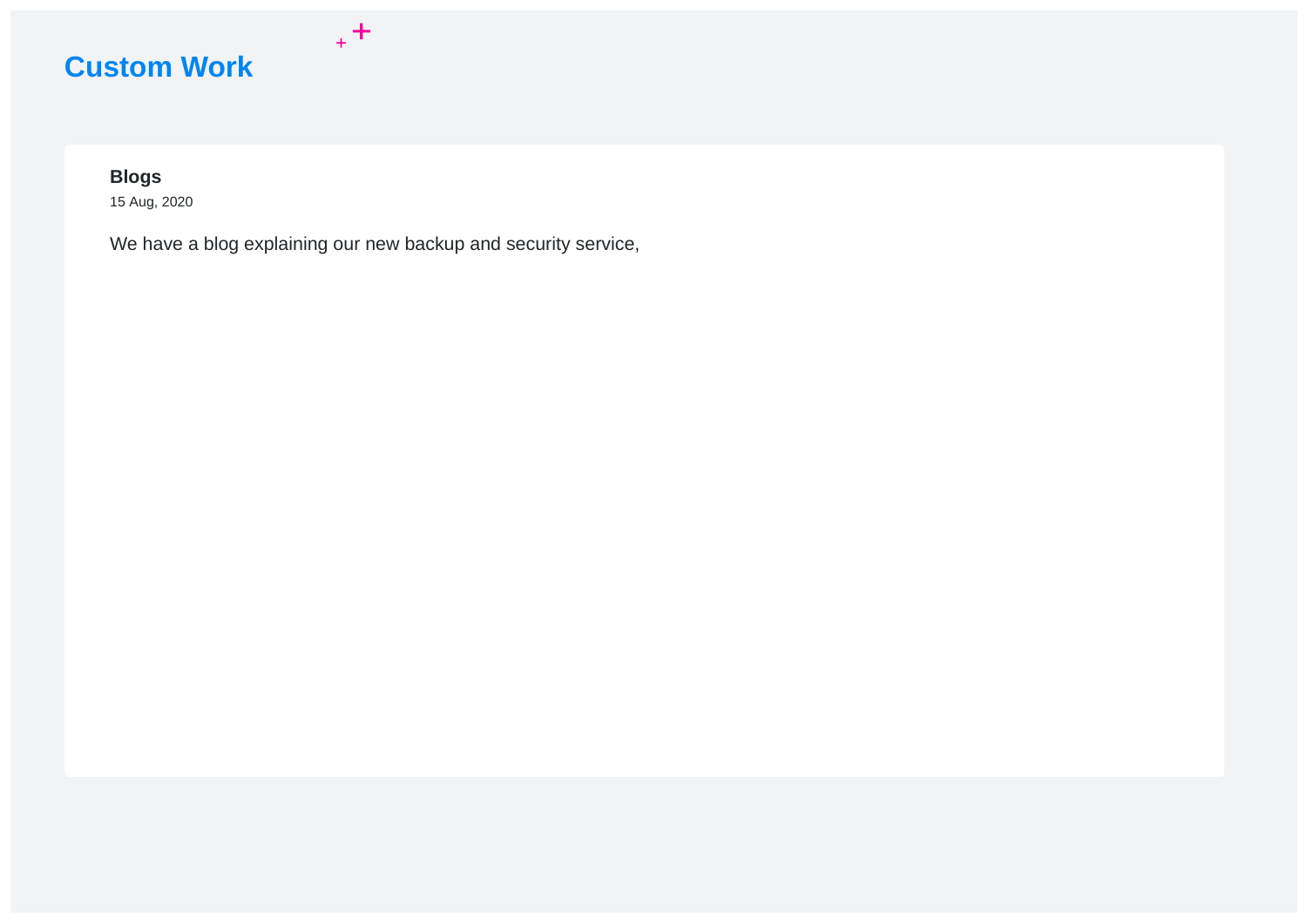# Custom Work

**Blogs**

15 Aug, 2020

We have a blog explaining our new backup and security service,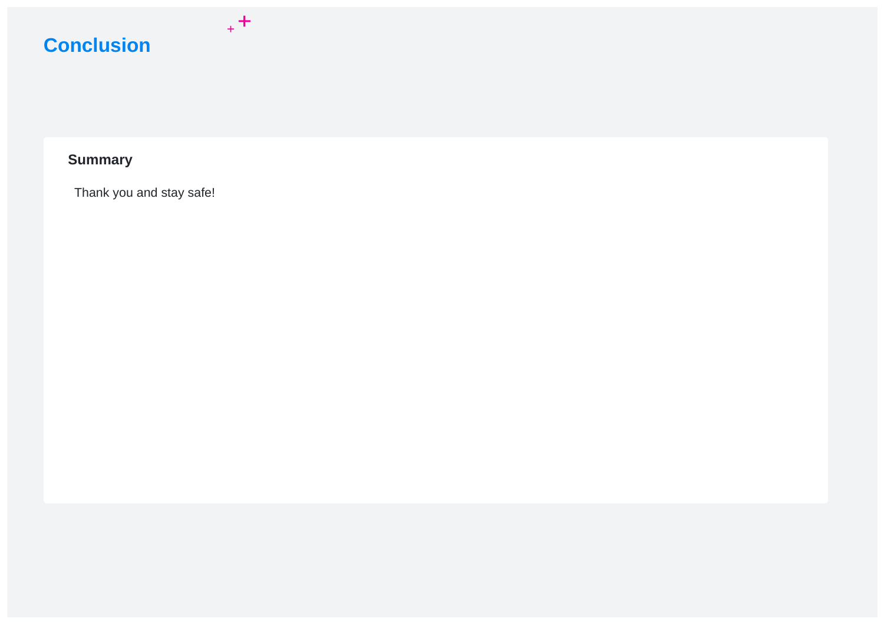# Conclusion

### Summary

Thank you and stay safe!